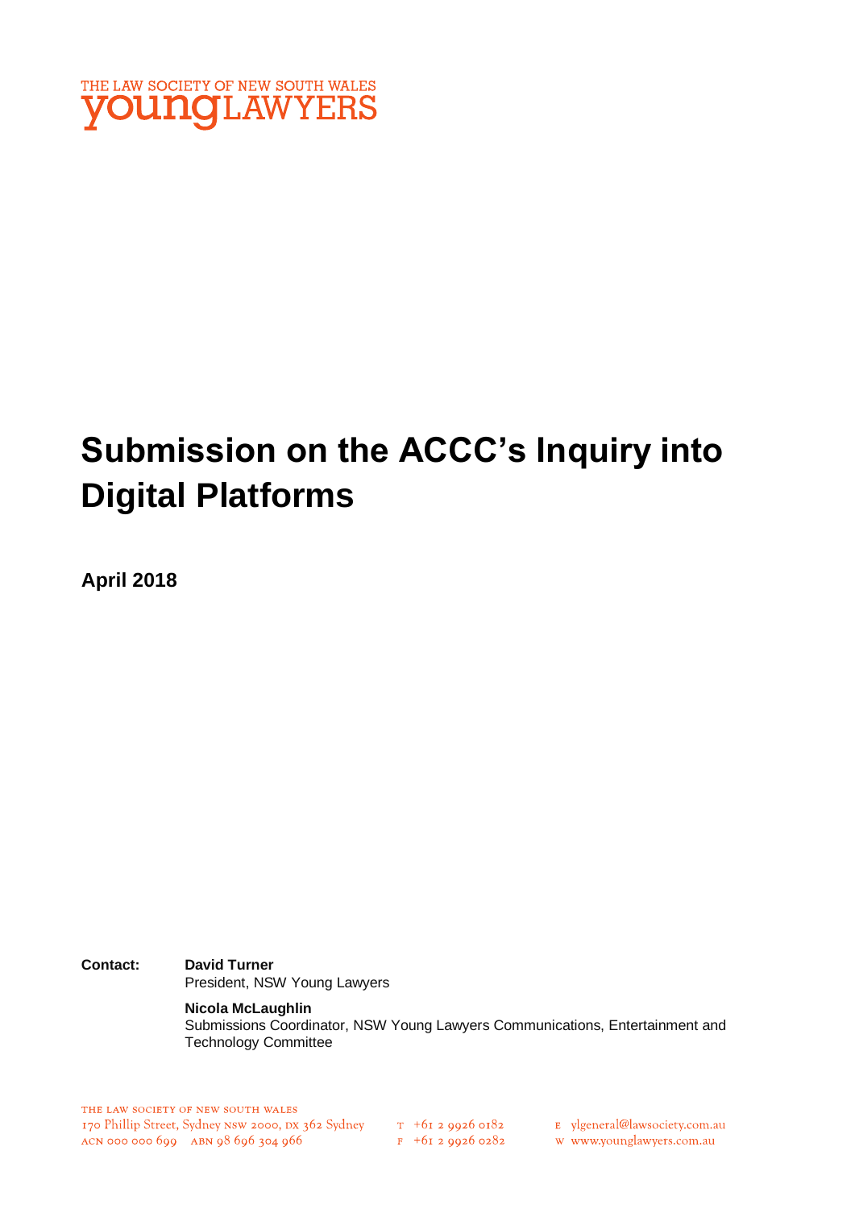THE LAW SOCIETY OF NEW SOUTH WALES
youngLAWYERS

# Submission on the ACCC's Inquiry into Digital Platforms

**April 2018**

**Contact:** **David Turner**
President, NSW Young Lawyers

**Nicola McLaughlin**
Submissions Coordinator, NSW Young Lawyers Communications, Entertainment and Technology Committee

THE LAW SOCIETY OF NEW SOUTH WALES
170 Phillip Street, Sydney NSW 2000, DX 362 Sydney
ACN 000 000 699 ABN 98 696 304 966

T +61 2 9926 0182
F +61 2 9926 0282

E ylgeneral@lawsociety.com.au
W www.younglawyers.com.au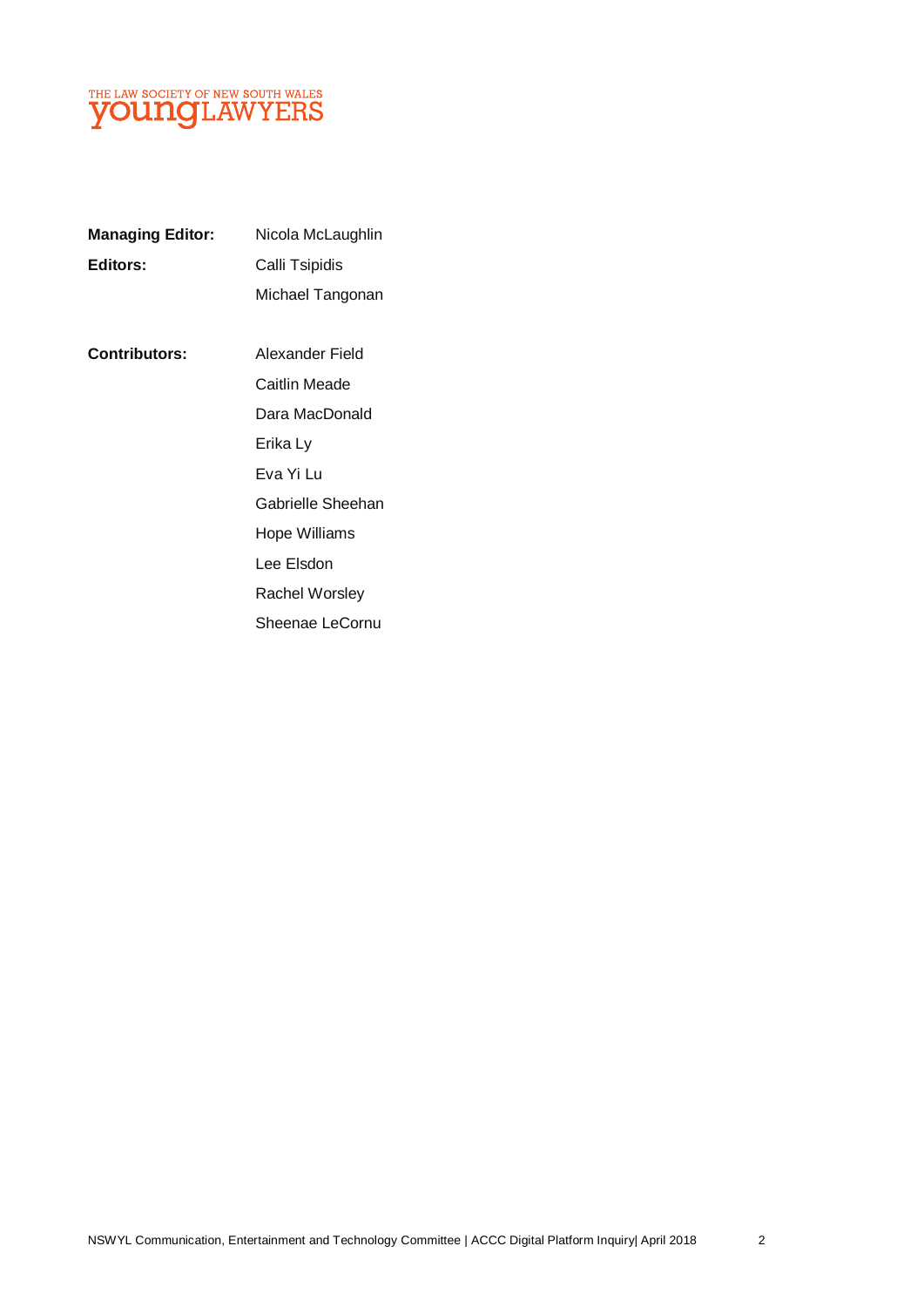THE LAW SOCIETY OF NEW SOUTH WALES
**young**LAWYERS

| | |
|---|---|
| **Managing Editor:** | Nicola McLaughlin |
| **Editors:** | Calli Tsipidis |
| | Michael Tangonan |
| | |
| **Contributors:** | Alexander Field |
| | Caitlin Meade |
| | Dara MacDonald |
| | Erika Ly |
| | Eva Yi Lu |
| | Gabrielle Sheehan |
| | Hope Williams |
| | Lee Elsdon |
| | Rachel Worsley |
| | Sheenae LeCornu |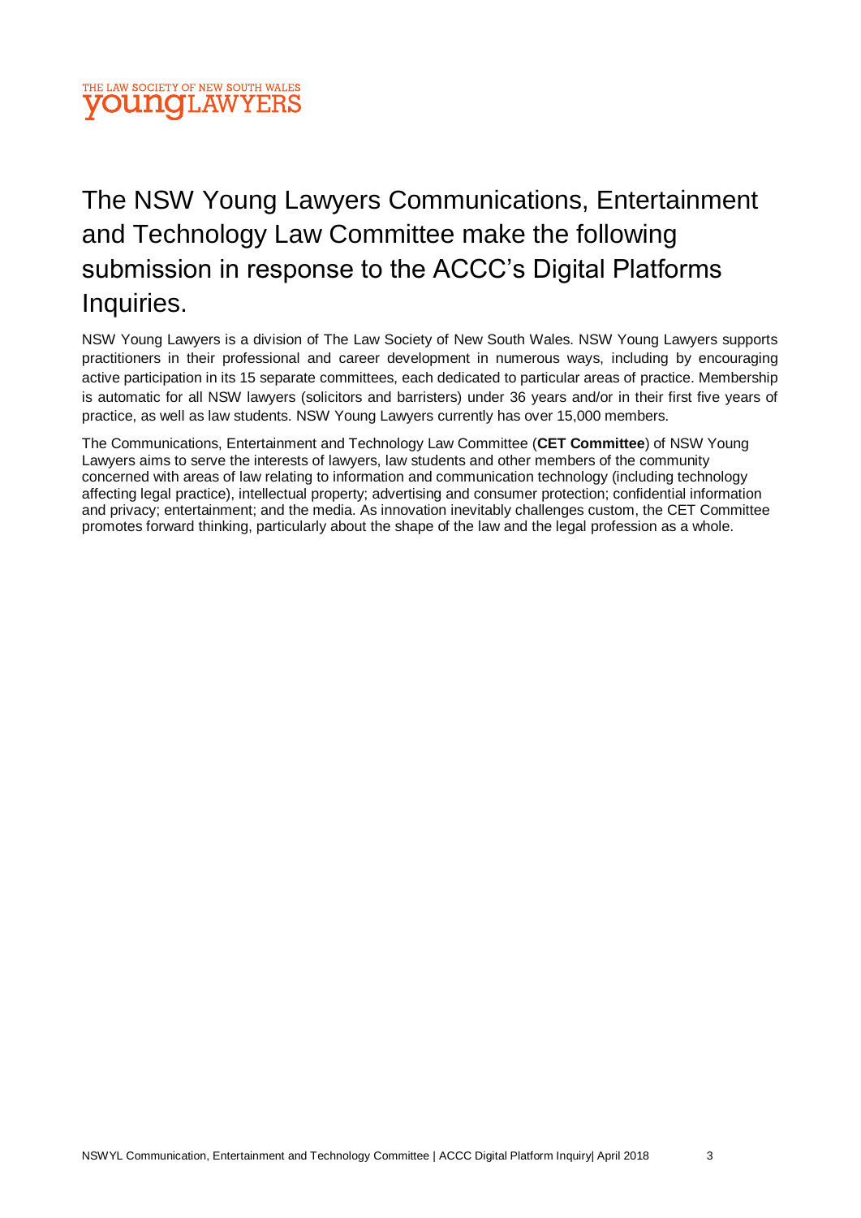# The NSW Young Lawyers Communications, Entertainment and Technology Law Committee make the following submission in response to the ACCC's Digital Platforms Inquiries.

NSW Young Lawyers is a division of The Law Society of New South Wales. NSW Young Lawyers supports practitioners in their professional and career development in numerous ways, including by encouraging active participation in its 15 separate committees, each dedicated to particular areas of practice. Membership is automatic for all NSW lawyers (solicitors and barristers) under 36 years and/or in their first five years of practice, as well as law students. NSW Young Lawyers currently has over 15,000 members.

The Communications, Entertainment and Technology Law Committee (**CET Committee**) of NSW Young Lawyers aims to serve the interests of lawyers, law students and other members of the community concerned with areas of law relating to information and communication technology (including technology affecting legal practice), intellectual property; advertising and consumer protection; confidential information and privacy; entertainment; and the media. As innovation inevitably challenges custom, the CET Committee promotes forward thinking, particularly about the shape of the law and the legal profession as a whole.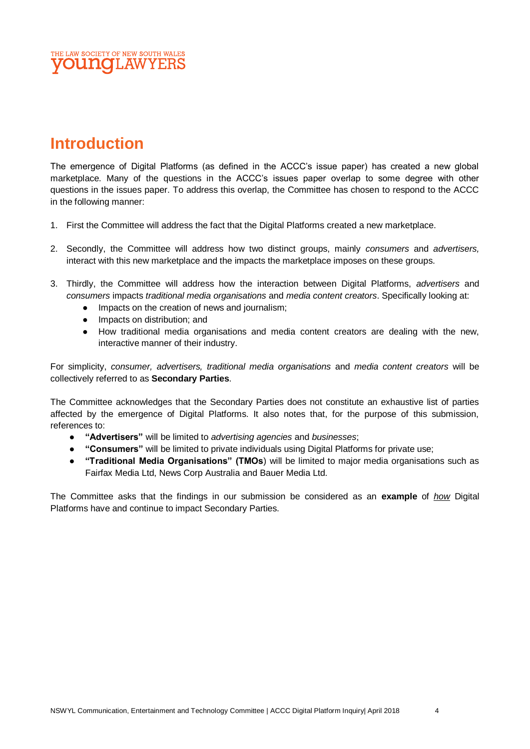# Introduction

The emergence of Digital Platforms (as defined in the ACCC's issue paper) has created a new global marketplace. Many of the questions in the ACCC's issues paper overlap to some degree with other questions in the issues paper. To address this overlap, the Committee has chosen to respond to the ACCC in the following manner:

1. First the Committee will address the fact that the Digital Platforms created a new marketplace.

2. Secondly, the Committee will address how two distinct groups, mainly *consumers* and *advertisers,* interact with this new marketplace and the impacts the marketplace imposes on these groups.

3. Thirdly, the Committee will address how the interaction between Digital Platforms, *advertisers* and *consumers* impacts *traditional media organisations* and *media content creators*. Specifically looking at:
    - Impacts on the creation of news and journalism;
    - Impacts on distribution; and
    - How traditional media organisations and media content creators are dealing with the new, interactive manner of their industry.

For simplicity, *consumer, advertisers, traditional media organisations* and *media content creators* will be collectively referred to as **Secondary Parties**.

The Committee acknowledges that the Secondary Parties does not constitute an exhaustive list of parties affected by the emergence of Digital Platforms. It also notes that, for the purpose of this submission, references to:

- **"Advertisers"** will be limited to *advertising agencies* and *businesses*;
- **"Consumers"** will be limited to private individuals using Digital Platforms for private use;
- **"Traditional Media Organisations" (TMOs**) will be limited to major media organisations such as Fairfax Media Ltd, News Corp Australia and Bauer Media Ltd.

The Committee asks that the findings in our submission be considered as an **example** of <u>*how*</u> Digital Platforms have and continue to impact Secondary Parties.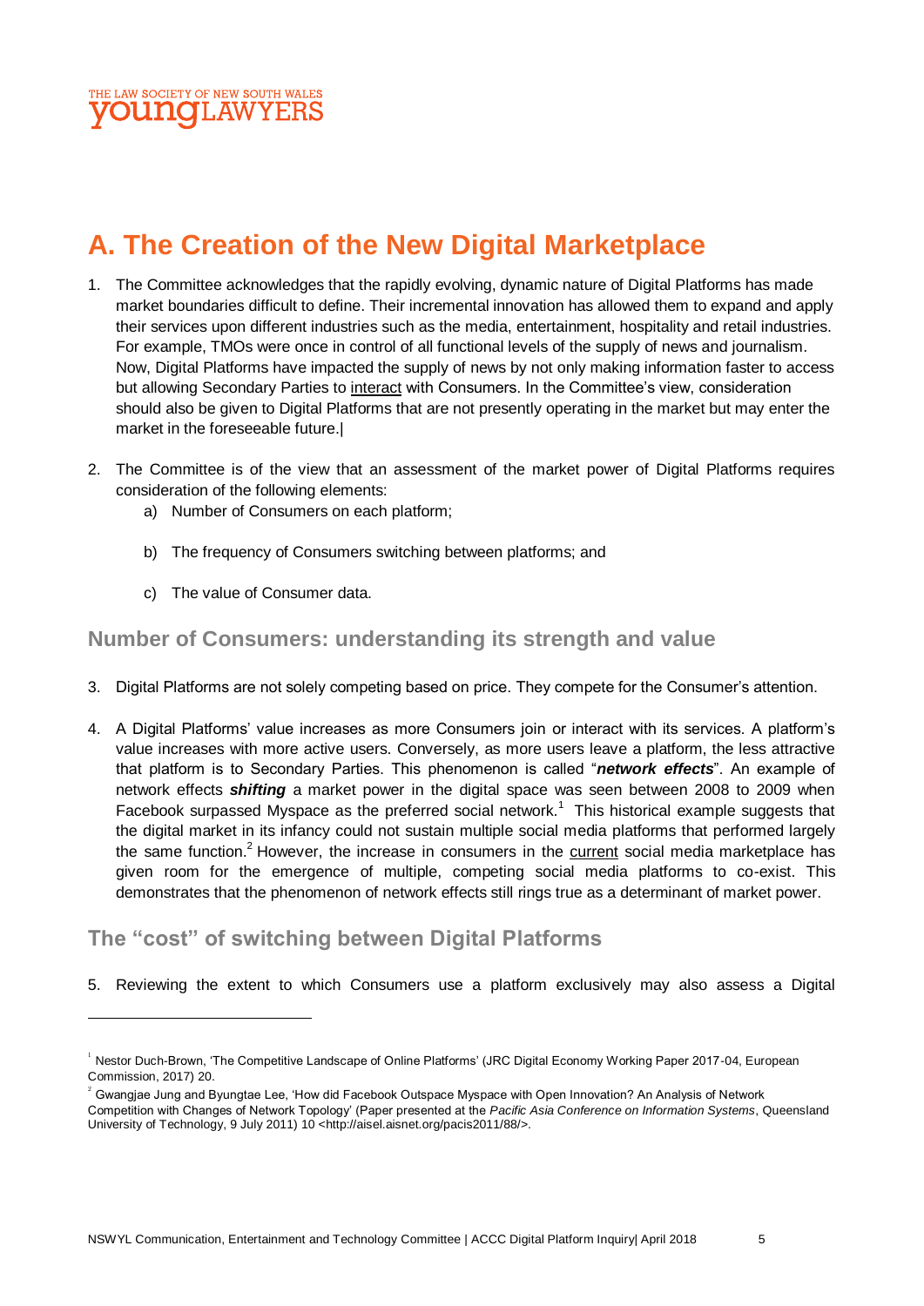# A. The Creation of the New Digital Marketplace

1. The Committee acknowledges that the rapidly evolving, dynamic nature of Digital Platforms has made market boundaries difficult to define. Their incremental innovation has allowed them to expand and apply their services upon different industries such as the media, entertainment, hospitality and retail industries. For example, TMOs were once in control of all functional levels of the supply of news and journalism. Now, Digital Platforms have impacted the supply of news by not only making information faster to access but allowing Secondary Parties to interact with Consumers. In the Committee's view, consideration should also be given to Digital Platforms that are not presently operating in the market but may enter the market in the foreseeable future.

2. The Committee is of the view that an assessment of the market power of Digital Platforms requires consideration of the following elements:
   a) Number of Consumers on each platform;
   b) The frequency of Consumers switching between platforms; and
   c) The value of Consumer data.

## Number of Consumers: understanding its strength and value

3. Digital Platforms are not solely competing based on price. They compete for the Consumer's attention.

4. A Digital Platforms' value increases as more Consumers join or interact with its services. A platform's value increases with more active users. Conversely, as more users leave a platform, the less attractive that platform is to Secondary Parties. This phenomenon is called "***network effects***". An example of network effects ***shifting*** a market power in the digital space was seen between 2008 to 2009 when Facebook surpassed Myspace as the preferred social network.[1] This historical example suggests that the digital market in its infancy could not sustain multiple social media platforms that performed largely the same function.[2] However, the increase in consumers in the current social media marketplace has given room for the emergence of multiple, competing social media platforms to co-exist. This demonstrates that the phenomenon of network effects still rings true as a determinant of market power.

## The "cost" of switching between Digital Platforms

5. Reviewing the extent to which Consumers use a platform exclusively may also assess a Digital

---

[1] Nestor Duch-Brown, 'The Competitive Landscape of Online Platforms' (JRC Digital Economy Working Paper 2017-04, European Commission, 2017) 20.

[2] Gwangjae Jung and Byungtae Lee, 'How did Facebook Outspace Myspace with Open Innovation? An Analysis of Network Competition with Changes of Network Topology' (Paper presented at the *Pacific Asia Conference on Information Systems*, Queensland University of Technology, 9 July 2011) 10 <http://aisel.aisnet.org/pacis2011/88/>.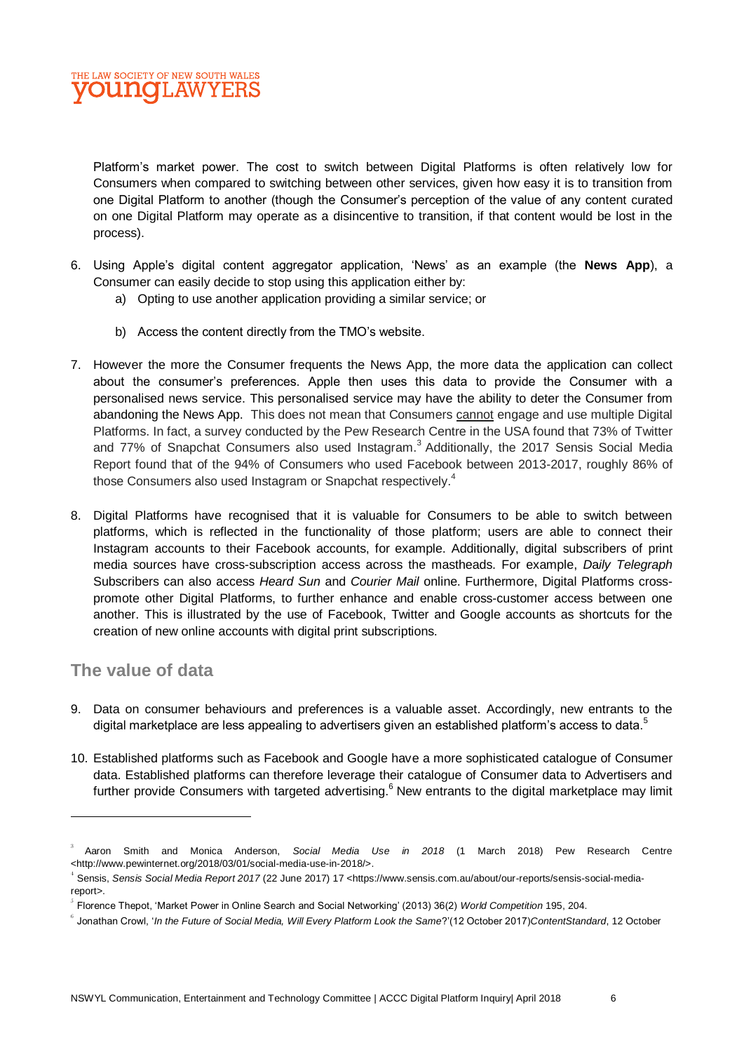Platform's market power. The cost to switch between Digital Platforms is often relatively low for Consumers when compared to switching between other services, given how easy it is to transition from one Digital Platform to another (though the Consumer's perception of the value of any content curated on one Digital Platform may operate as a disincentive to transition, if that content would be lost in the process).

6. Using Apple's digital content aggregator application, 'News' as an example (the **News App**), a Consumer can easily decide to stop using this application either by:
   a) Opting to use another application providing a similar service; or
   b) Access the content directly from the TMO's website.

7. However the more the Consumer frequents the News App, the more data the application can collect about the consumer's preferences. Apple then uses this data to provide the Consumer with a personalised news service. This personalised service may have the ability to deter the Consumer from abandoning the News App. This does not mean that Consumers <u>cannot</u> engage and use multiple Digital Platforms. In fact, a survey conducted by the Pew Research Centre in the USA found that 73% of Twitter and 77% of Snapchat Consumers also used Instagram.[3] Additionally, the 2017 Sensis Social Media Report found that of the 94% of Consumers who used Facebook between 2013-2017, roughly 86% of those Consumers also used Instagram or Snapchat respectively.[4]

8. Digital Platforms have recognised that it is valuable for Consumers to be able to switch between platforms, which is reflected in the functionality of those platform; users are able to connect their Instagram accounts to their Facebook accounts, for example. Additionally, digital subscribers of print media sources have cross-subscription access across the mastheads. For example, *Daily Telegraph* Subscribers can also access *Heard Sun* and *Courier Mail* online. Furthermore, Digital Platforms cross-promote other Digital Platforms, to further enhance and enable cross-customer access between one another. This is illustrated by the use of Facebook, Twitter and Google accounts as shortcuts for the creation of new online accounts with digital print subscriptions.

## The value of data

9. Data on consumer behaviours and preferences is a valuable asset. Accordingly, new entrants to the digital marketplace are less appealing to advertisers given an established platform's access to data.[5]

10. Established platforms such as Facebook and Google have a more sophisticated catalogue of Consumer data. Established platforms can therefore leverage their catalogue of Consumer data to Advertisers and further provide Consumers with targeted advertising.[6] New entrants to the digital marketplace may limit

---

[3] Aaron Smith and Monica Anderson, *Social Media Use in 2018* (1 March 2018) Pew Research Centre <http://www.pewinternet.org/2018/03/01/social-media-use-in-2018/>.

[4] Sensis, *Sensis Social Media Report 2017* (22 June 2017) 17 <https://www.sensis.com.au/about/our-reports/sensis-social-media-report>.

[5] Florence Thepot, 'Market Power in Online Search and Social Networking' (2013) 36(2) *World Competition* 195, 204.

[6] Jonathan Crowl, '*In the Future of Social Media, Will Every Platform Look the Same*?'(12 October 2017)*ContentStandard*, 12 October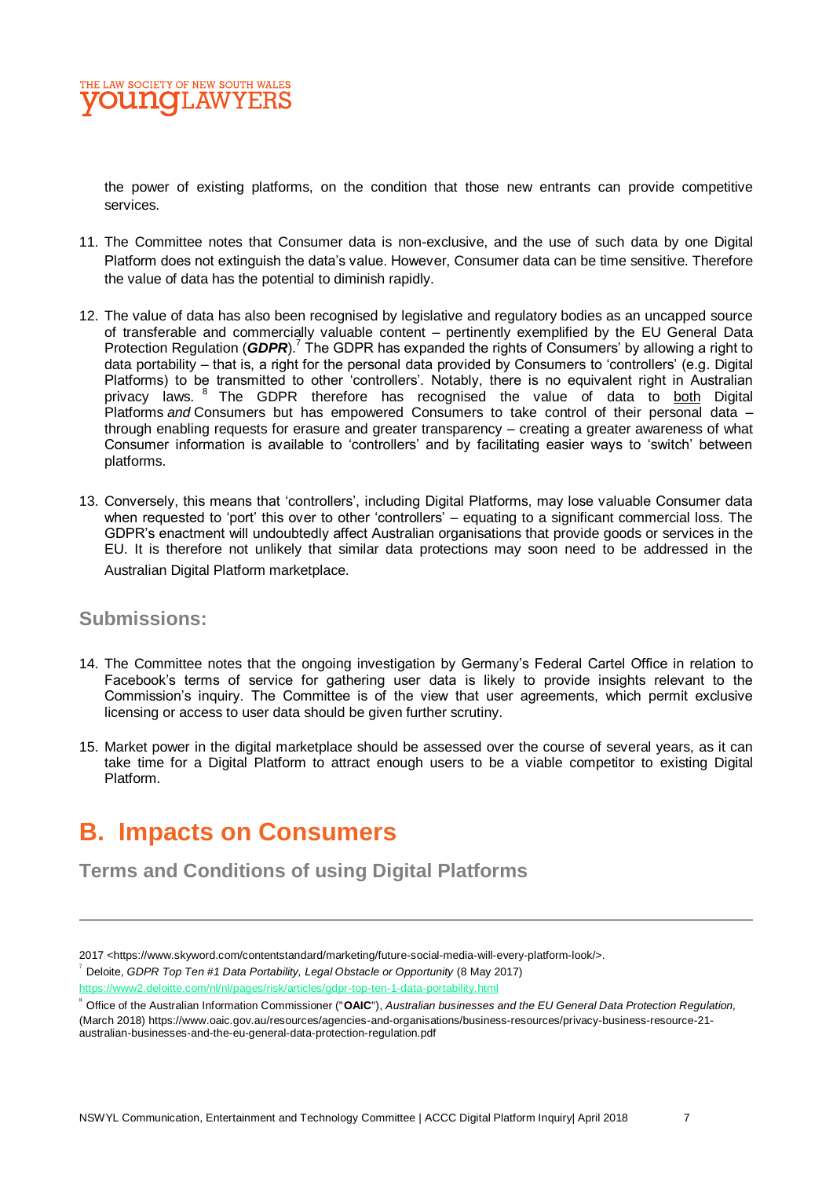the power of existing platforms, on the condition that those new entrants can provide competitive services.

11. The Committee notes that Consumer data is non-exclusive, and the use of such data by one Digital Platform does not extinguish the data's value. However, Consumer data can be time sensitive. Therefore the value of data has the potential to diminish rapidly.

12. The value of data has also been recognised by legislative and regulatory bodies as an uncapped source of transferable and commercially valuable content – pertinently exemplified by the EU General Data Protection Regulation (***GDPR***).[7] The GDPR has expanded the rights of Consumers' by allowing a right to data portability – that is, a right for the personal data provided by Consumers to 'controllers' (e.g. Digital Platforms) to be transmitted to other 'controllers'. Notably, there is no equivalent right in Australian privacy laws.[8] The GDPR therefore has recognised the value of data to both Digital Platforms *and* Consumers but has empowered Consumers to take control of their personal data – through enabling requests for erasure and greater transparency – creating a greater awareness of what Consumer information is available to 'controllers' and by facilitating easier ways to 'switch' between platforms.

13. Conversely, this means that 'controllers', including Digital Platforms, may lose valuable Consumer data when requested to 'port' this over to other 'controllers' – equating to a significant commercial loss. The GDPR's enactment will undoubtedly affect Australian organisations that provide goods or services in the EU. It is therefore not unlikely that similar data protections may soon need to be addressed in the Australian Digital Platform marketplace.

### Submissions:

14. The Committee notes that the ongoing investigation by Germany's Federal Cartel Office in relation to Facebook's terms of service for gathering user data is likely to provide insights relevant to the Commission's inquiry. The Committee is of the view that user agreements, which permit exclusive licensing or access to user data should be given further scrutiny.

15. Market power in the digital marketplace should be assessed over the course of several years, as it can take time for a Digital Platform to attract enough users to be a viable competitor to existing Digital Platform.

## B. Impacts on Consumers

### Terms and Conditions of using Digital Platforms

---

2017 <https://www.skyword.com/contentstandard/marketing/future-social-media-will-every-platform-look/>.

[7] Deloite, *GDPR Top Ten #1 Data Portability, Legal Obstacle or Opportunity* (8 May 2017) https://www2.deloitte.com/nl/nl/pages/risk/articles/gdpr-top-ten-1-data-portability.html

[8] Office of the Australian Information Commissioner ("**OAIC**"), *Australian businesses and the EU General Data Protection Regulation,* (March 2018) https://www.oaic.gov.au/resources/agencies-and-organisations/business-resources/privacy-business-resource-21-australian-businesses-and-the-eu-general-data-protection-regulation.pdf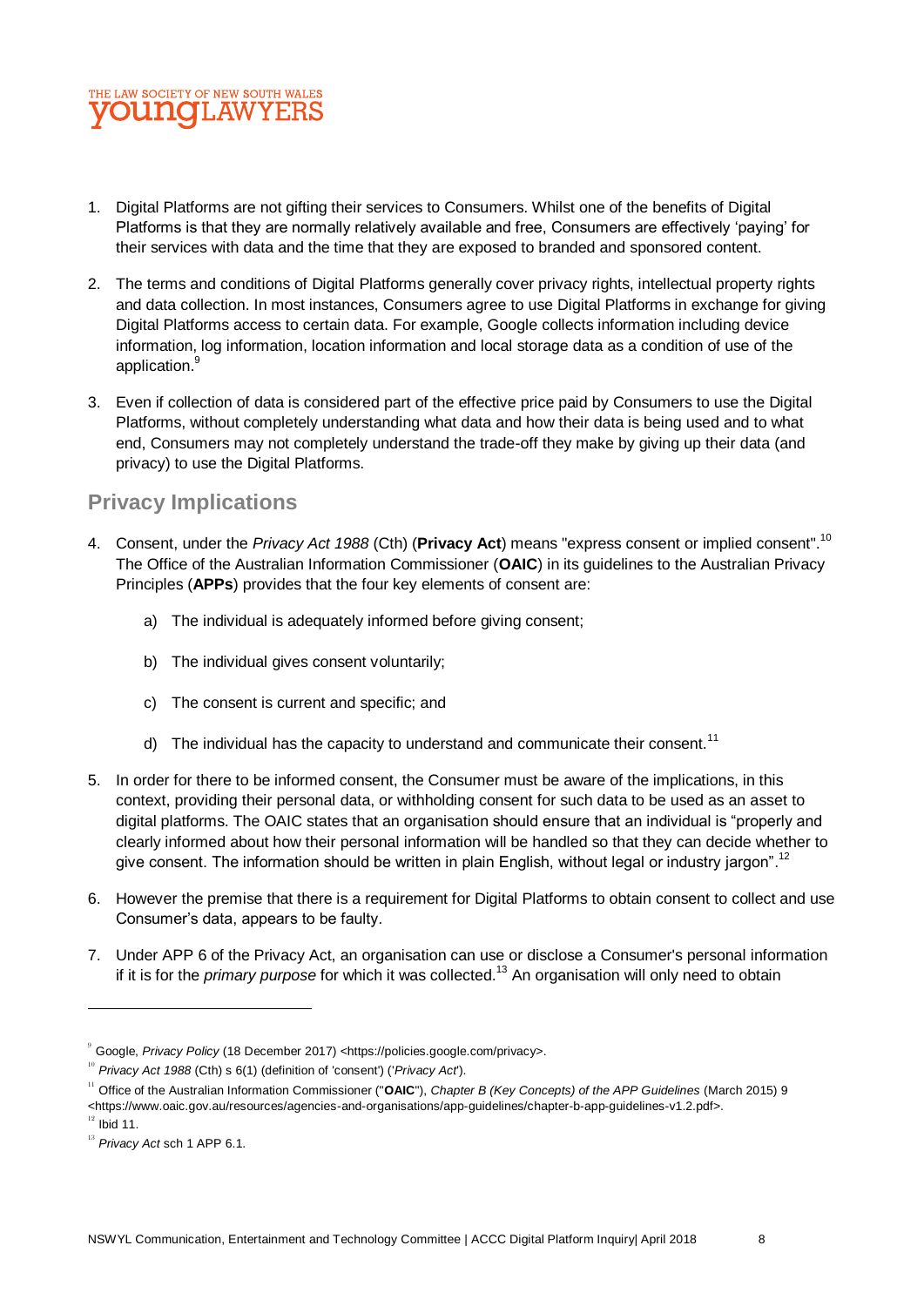1. Digital Platforms are not gifting their services to Consumers. Whilst one of the benefits of Digital Platforms is that they are normally relatively available and free, Consumers are effectively 'paying' for their services with data and the time that they are exposed to branded and sponsored content.

2. The terms and conditions of Digital Platforms generally cover privacy rights, intellectual property rights and data collection. In most instances, Consumers agree to use Digital Platforms in exchange for giving Digital Platforms access to certain data. For example, Google collects information including device information, log information, location information and local storage data as a condition of use of the application.[9]

3. Even if collection of data is considered part of the effective price paid by Consumers to use the Digital Platforms, without completely understanding what data and how their data is being used and to what end, Consumers may not completely understand the trade-off they make by giving up their data (and privacy) to use the Digital Platforms.

## Privacy Implications

4. Consent, under the *Privacy Act 1988* (Cth) (**Privacy Act**) means "express consent or implied consent".[10] The Office of the Australian Information Commissioner (**OAIC**) in its guidelines to the Australian Privacy Principles (**APPs**) provides that the four key elements of consent are:

   a) The individual is adequately informed before giving consent;

   b) The individual gives consent voluntarily;

   c) The consent is current and specific; and

   d) The individual has the capacity to understand and communicate their consent.[11]

5. In order for there to be informed consent, the Consumer must be aware of the implications, in this context, providing their personal data, or withholding consent for such data to be used as an asset to digital platforms. The OAIC states that an organisation should ensure that an individual is "properly and clearly informed about how their personal information will be handled so that they can decide whether to give consent. The information should be written in plain English, without legal or industry jargon".[12]

6. However the premise that there is a requirement for Digital Platforms to obtain consent to collect and use Consumer's data, appears to be faulty.

7. Under APP 6 of the Privacy Act, an organisation can use or disclose a Consumer's personal information if it is for the *primary purpose* for which it was collected.[13] An organisation will only need to obtain

---

[9] Google, *Privacy Policy* (18 December 2017) <https://policies.google.com/privacy>.

[10] *Privacy Act 1988* (Cth) s 6(1) (definition of 'consent') ('*Privacy Act*').

[11] Office of the Australian Information Commissioner ("**OAIC**"), *Chapter B (Key Concepts) of the APP Guidelines* (March 2015) 9 <https://www.oaic.gov.au/resources/agencies-and-organisations/app-guidelines/chapter-b-app-guidelines-v1.2.pdf>.

[12] Ibid 11.

[13] *Privacy Act* sch 1 APP 6.1.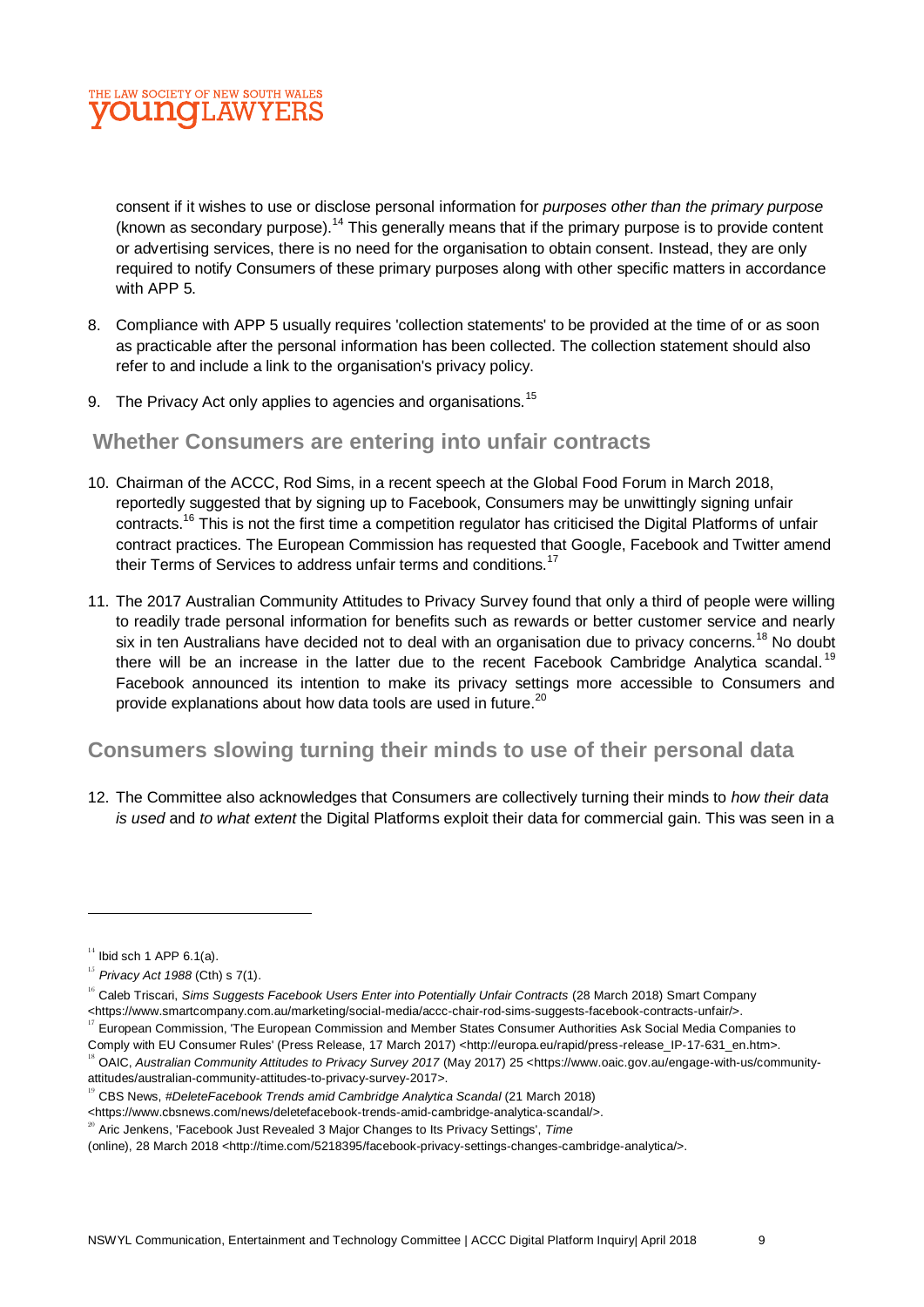consent if it wishes to use or disclose personal information for *purposes other than the primary purpose* (known as secondary purpose).[14] This generally means that if the primary purpose is to provide content or advertising services, there is no need for the organisation to obtain consent. Instead, they are only required to notify Consumers of these primary purposes along with other specific matters in accordance with APP 5.

8. Compliance with APP 5 usually requires 'collection statements' to be provided at the time of or as soon as practicable after the personal information has been collected. The collection statement should also refer to and include a link to the organisation's privacy policy.

9. The Privacy Act only applies to agencies and organisations.[15]

## Whether Consumers are entering into unfair contracts

10. Chairman of the ACCC, Rod Sims, in a recent speech at the Global Food Forum in March 2018, reportedly suggested that by signing up to Facebook, Consumers may be unwittingly signing unfair contracts.[16] This is not the first time a competition regulator has criticised the Digital Platforms of unfair contract practices. The European Commission has requested that Google, Facebook and Twitter amend their Terms of Services to address unfair terms and conditions.[17]

11. The 2017 Australian Community Attitudes to Privacy Survey found that only a third of people were willing to readily trade personal information for benefits such as rewards or better customer service and nearly six in ten Australians have decided not to deal with an organisation due to privacy concerns.[18] No doubt there will be an increase in the latter due to the recent Facebook Cambridge Analytica scandal.[19] Facebook announced its intention to make its privacy settings more accessible to Consumers and provide explanations about how data tools are used in future.[20]

## Consumers slowing turning their minds to use of their personal data

12. The Committee also acknowledges that Consumers are collectively turning their minds to *how their data is used* and *to what extent* the Digital Platforms exploit their data for commercial gain. This was seen in a

---

[14] Ibid sch 1 APP 6.1(a).

[15] *Privacy Act 1988* (Cth) s 7(1).

[16] Caleb Triscari, *Sims Suggests Facebook Users Enter into Potentially Unfair Contracts* (28 March 2018) Smart Company <https://www.smartcompany.com.au/marketing/social-media/accc-chair-rod-sims-suggests-facebook-contracts-unfair/>.

[17] European Commission, 'The European Commission and Member States Consumer Authorities Ask Social Media Companies to Comply with EU Consumer Rules' (Press Release, 17 March 2017) <http://europa.eu/rapid/press-release_IP-17-631_en.htm>.

[18] OAIC, *Australian Community Attitudes to Privacy Survey 2017* (May 2017) 25 <https://www.oaic.gov.au/engage-with-us/community-attitudes/australian-community-attitudes-to-privacy-survey-2017>.

[19] CBS News, *#DeleteFacebook Trends amid Cambridge Analytica Scandal* (21 March 2018) <https://www.cbsnews.com/news/deletefacebook-trends-amid-cambridge-analytica-scandal/>.

[20] Aric Jenkens, 'Facebook Just Revealed 3 Major Changes to Its Privacy Settings', *Time* (online), 28 March 2018 <http://time.com/5218395/facebook-privacy-settings-changes-cambridge-analytica/>.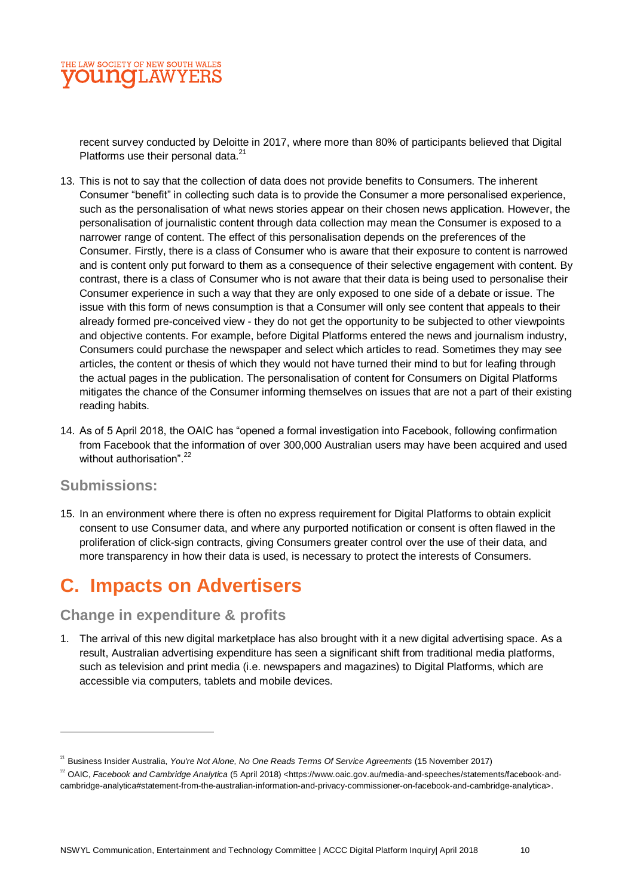recent survey conducted by Deloitte in 2017, where more than 80% of participants believed that Digital Platforms use their personal data.[21]

13. This is not to say that the collection of data does not provide benefits to Consumers. The inherent Consumer "benefit" in collecting such data is to provide the Consumer a more personalised experience, such as the personalisation of what news stories appear on their chosen news application. However, the personalisation of journalistic content through data collection may mean the Consumer is exposed to a narrower range of content. The effect of this personalisation depends on the preferences of the Consumer. Firstly, there is a class of Consumer who is aware that their exposure to content is narrowed and is content only put forward to them as a consequence of their selective engagement with content. By contrast, there is a class of Consumer who is not aware that their data is being used to personalise their Consumer experience in such a way that they are only exposed to one side of a debate or issue. The issue with this form of news consumption is that a Consumer will only see content that appeals to their already formed pre-conceived view - they do not get the opportunity to be subjected to other viewpoints and objective contents. For example, before Digital Platforms entered the news and journalism industry, Consumers could purchase the newspaper and select which articles to read. Sometimes they may see articles, the content or thesis of which they would not have turned their mind to but for leafing through the actual pages in the publication. The personalisation of content for Consumers on Digital Platforms mitigates the chance of the Consumer informing themselves on issues that are not a part of their existing reading habits.

14. As of 5 April 2018, the OAIC has "opened a formal investigation into Facebook, following confirmation from Facebook that the information of over 300,000 Australian users may have been acquired and used without authorisation".[22]

### Submissions:

15. In an environment where there is often no express requirement for Digital Platforms to obtain explicit consent to use Consumer data, and where any purported notification or consent is often flawed in the proliferation of click-sign contracts, giving Consumers greater control over the use of their data, and more transparency in how their data is used, is necessary to protect the interests of Consumers.

## C. Impacts on Advertisers

### Change in expenditure & profits

1. The arrival of this new digital marketplace has also brought with it a new digital advertising space. As a result, Australian advertising expenditure has seen a significant shift from traditional media platforms, such as television and print media (i.e. newspapers and magazines) to Digital Platforms, which are accessible via computers, tablets and mobile devices.

---

[21] Business Insider Australia, *You're Not Alone, No One Reads Terms Of Service Agreements* (15 November 2017)

[22] OAIC, *Facebook and Cambridge Analytica* (5 April 2018) <https://www.oaic.gov.au/media-and-speeches/statements/facebook-and-cambridge-analytica#statement-from-the-australian-information-and-privacy-commissioner-on-facebook-and-cambridge-analytica>.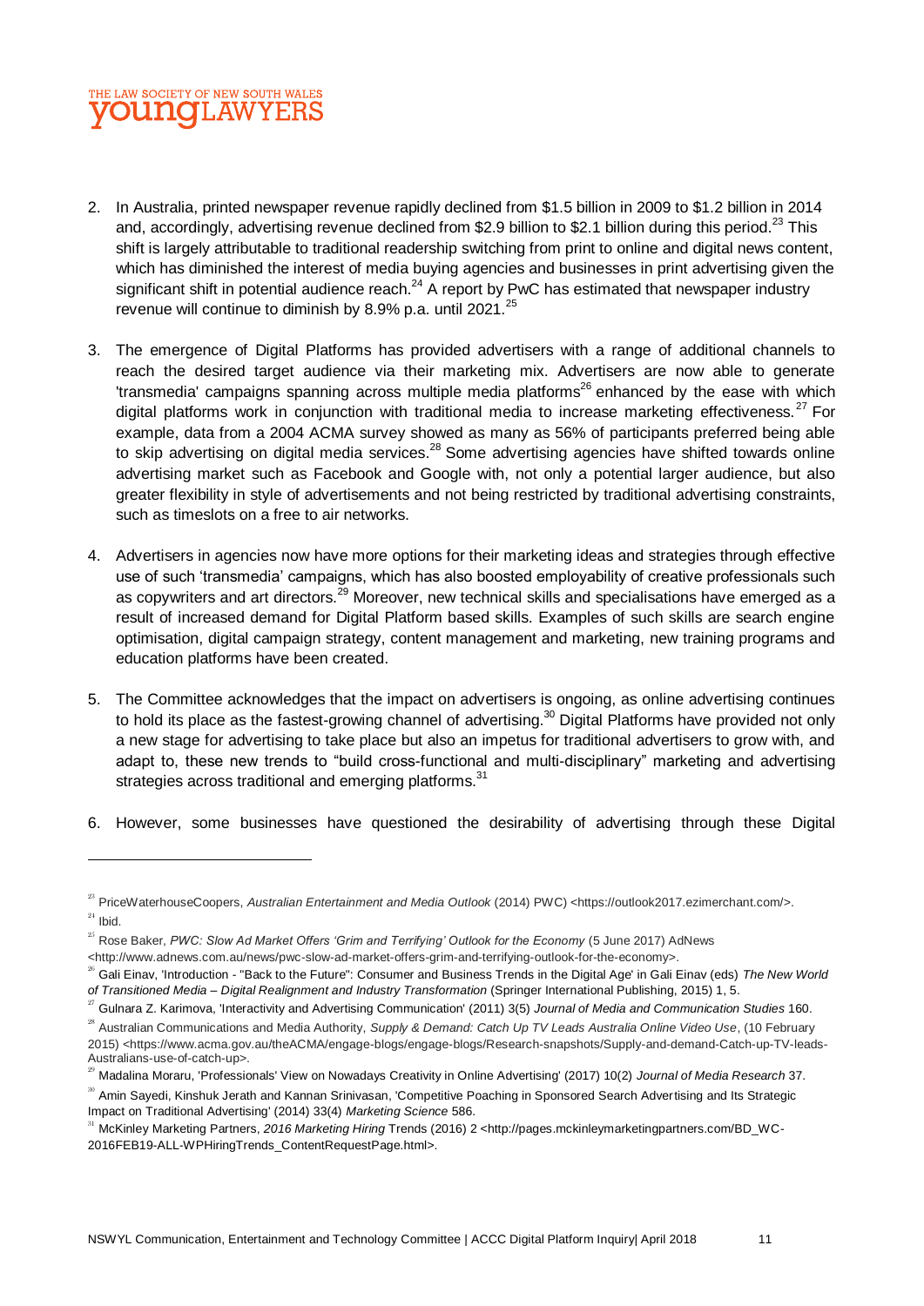2. In Australia, printed newspaper revenue rapidly declined from $1.5 billion in 2009 to $1.2 billion in 2014 and, accordingly, advertising revenue declined from $2.9 billion to $2.1 billion during this period.[23] This shift is largely attributable to traditional readership switching from print to online and digital news content, which has diminished the interest of media buying agencies and businesses in print advertising given the significant shift in potential audience reach.[24] A report by PwC has estimated that newspaper industry revenue will continue to diminish by 8.9% p.a. until 2021.[25]

3. The emergence of Digital Platforms has provided advertisers with a range of additional channels to reach the desired target audience via their marketing mix. Advertisers are now able to generate 'transmedia' campaigns spanning across multiple media platforms[26] enhanced by the ease with which digital platforms work in conjunction with traditional media to increase marketing effectiveness.[27] For example, data from a 2004 ACMA survey showed as many as 56% of participants preferred being able to skip advertising on digital media services.[28] Some advertising agencies have shifted towards online advertising market such as Facebook and Google with, not only a potential larger audience, but also greater flexibility in style of advertisements and not being restricted by traditional advertising constraints, such as timeslots on a free to air networks.

4. Advertisers in agencies now have more options for their marketing ideas and strategies through effective use of such 'transmedia' campaigns, which has also boosted employability of creative professionals such as copywriters and art directors.[29] Moreover, new technical skills and specialisations have emerged as a result of increased demand for Digital Platform based skills. Examples of such skills are search engine optimisation, digital campaign strategy, content management and marketing, new training programs and education platforms have been created.

5. The Committee acknowledges that the impact on advertisers is ongoing, as online advertising continues to hold its place as the fastest-growing channel of advertising.[30] Digital Platforms have provided not only a new stage for advertising to take place but also an impetus for traditional advertisers to grow with, and adapt to, these new trends to "build cross-functional and multi-disciplinary" marketing and advertising strategies across traditional and emerging platforms.[31]

6. However, some businesses have questioned the desirability of advertising through these Digital

---

[23] PriceWaterhouseCoopers, *Australian Entertainment and Media Outlook* (2014) PWC) <https://outlook2017.ezimerchant.com/>.

[24] Ibid.

[25] Rose Baker, *PWC: Slow Ad Market Offers 'Grim and Terrifying' Outlook for the Economy* (5 June 2017) AdNews <http://www.adnews.com.au/news/pwc-slow-ad-market-offers-grim-and-terrifying-outlook-for-the-economy>.

[26] Gali Einav, 'Introduction - "Back to the Future": Consumer and Business Trends in the Digital Age' in Gali Einav (eds) *The New World of Transitioned Media – Digital Realignment and Industry Transformation* (Springer International Publishing, 2015) 1, 5.

[27] Gulnara Z. Karimova, 'Interactivity and Advertising Communication' (2011) 3(5) *Journal of Media and Communication Studies* 160.

[28] Australian Communications and Media Authority, *Supply & Demand: Catch Up TV Leads Australia Online Video Use*, (10 February 2015) <https://www.acma.gov.au/theACMA/engage-blogs/engage-blogs/Research-snapshots/Supply-and-demand-Catch-up-TV-leads-Australians-use-of-catch-up>.

[29] Madalina Moraru, 'Professionals' View on Nowadays Creativity in Online Advertising' (2017) 10(2) *Journal of Media Research* 37.

[30] Amin Sayedi, Kinshuk Jerath and Kannan Srinivasan, 'Competitive Poaching in Sponsored Search Advertising and Its Strategic Impact on Traditional Advertising' (2014) 33(4) *Marketing Science* 586.

[31] McKinley Marketing Partners, *2016 Marketing Hiring* Trends (2016) 2 <http://pages.mckinleymarketingpartners.com/BD_WC-2016FEB19-ALL-WPHiringTrends_ContentRequestPage.html>.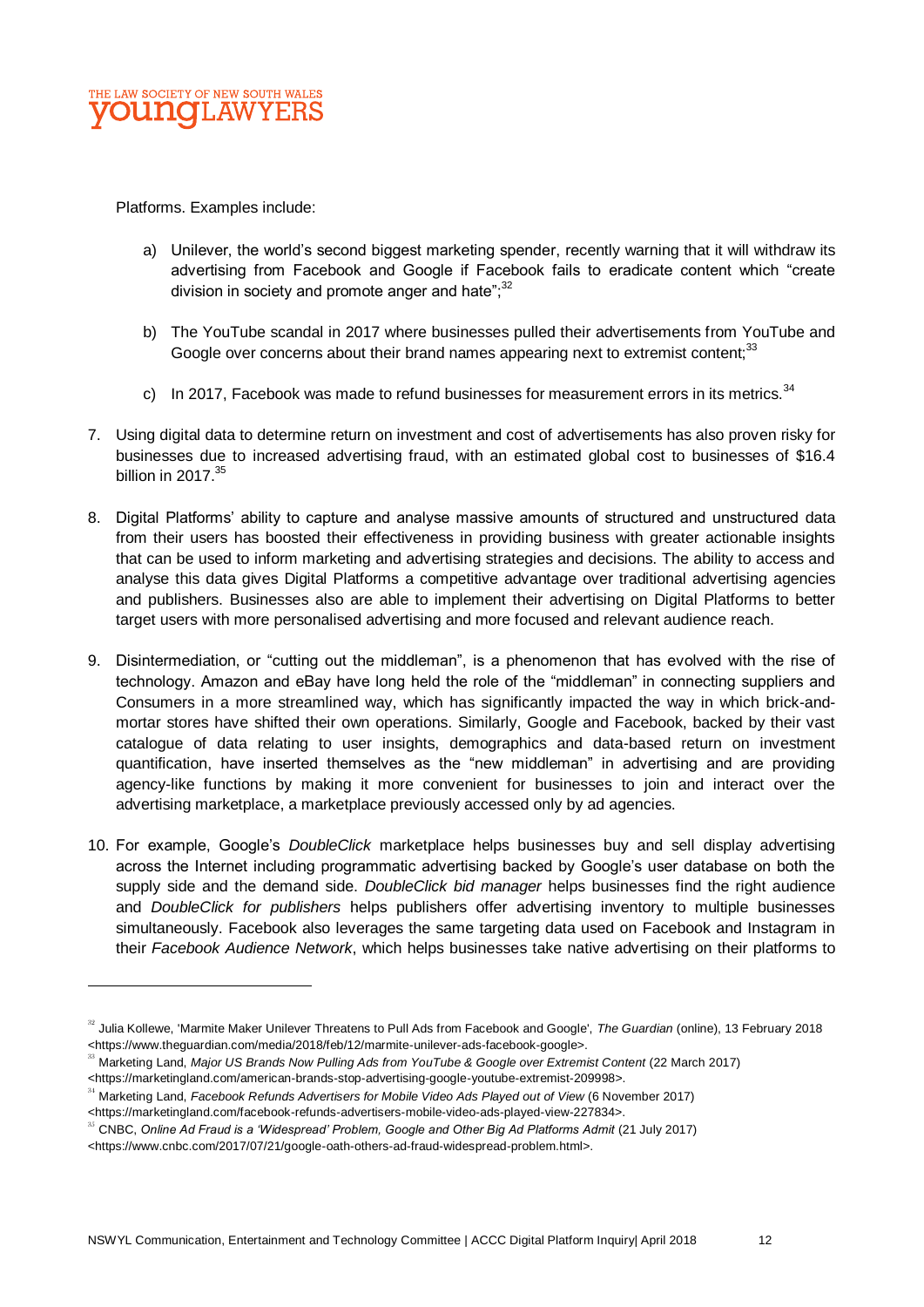Platforms. Examples include:

a) Unilever, the world's second biggest marketing spender, recently warning that it will withdraw its advertising from Facebook and Google if Facebook fails to eradicate content which "create division in society and promote anger and hate";[32]

b) The YouTube scandal in 2017 where businesses pulled their advertisements from YouTube and Google over concerns about their brand names appearing next to extremist content;[33]

c) In 2017, Facebook was made to refund businesses for measurement errors in its metrics.[34]

7. Using digital data to determine return on investment and cost of advertisements has also proven risky for businesses due to increased advertising fraud, with an estimated global cost to businesses of $16.4 billion in 2017.[35]

8. Digital Platforms' ability to capture and analyse massive amounts of structured and unstructured data from their users has boosted their effectiveness in providing business with greater actionable insights that can be used to inform marketing and advertising strategies and decisions. The ability to access and analyse this data gives Digital Platforms a competitive advantage over traditional advertising agencies and publishers. Businesses also are able to implement their advertising on Digital Platforms to better target users with more personalised advertising and more focused and relevant audience reach.

9. Disintermediation, or "cutting out the middleman", is a phenomenon that has evolved with the rise of technology. Amazon and eBay have long held the role of the "middleman" in connecting suppliers and Consumers in a more streamlined way, which has significantly impacted the way in which brick-and-mortar stores have shifted their own operations. Similarly, Google and Facebook, backed by their vast catalogue of data relating to user insights, demographics and data-based return on investment quantification, have inserted themselves as the "new middleman" in advertising and are providing agency-like functions by making it more convenient for businesses to join and interact over the advertising marketplace, a marketplace previously accessed only by ad agencies.

10. For example, Google's *DoubleClick* marketplace helps businesses buy and sell display advertising across the Internet including programmatic advertising backed by Google's user database on both the supply side and the demand side. *DoubleClick bid manager* helps businesses find the right audience and *DoubleClick for publishers* helps publishers offer advertising inventory to multiple businesses simultaneously. Facebook also leverages the same targeting data used on Facebook and Instagram in their *Facebook Audience Network*, which helps businesses take native advertising on their platforms to

---

[32] Julia Kollewe, 'Marmite Maker Unilever Threatens to Pull Ads from Facebook and Google', *The Guardian* (online), 13 February 2018 <https://www.theguardian.com/media/2018/feb/12/marmite-unilever-ads-facebook-google>.

[33] Marketing Land, *Major US Brands Now Pulling Ads from YouTube & Google over Extremist Content* (22 March 2017) <https://marketingland.com/american-brands-stop-advertising-google-youtube-extremist-209998>.

[34] Marketing Land, *Facebook Refunds Advertisers for Mobile Video Ads Played out of View* (6 November 2017) <https://marketingland.com/facebook-refunds-advertisers-mobile-video-ads-played-view-227834>.

[35] CNBC, *Online Ad Fraud is a 'Widespread' Problem, Google and Other Big Ad Platforms Admit* (21 July 2017) <https://www.cnbc.com/2017/07/21/google-oath-others-ad-fraud-widespread-problem.html>.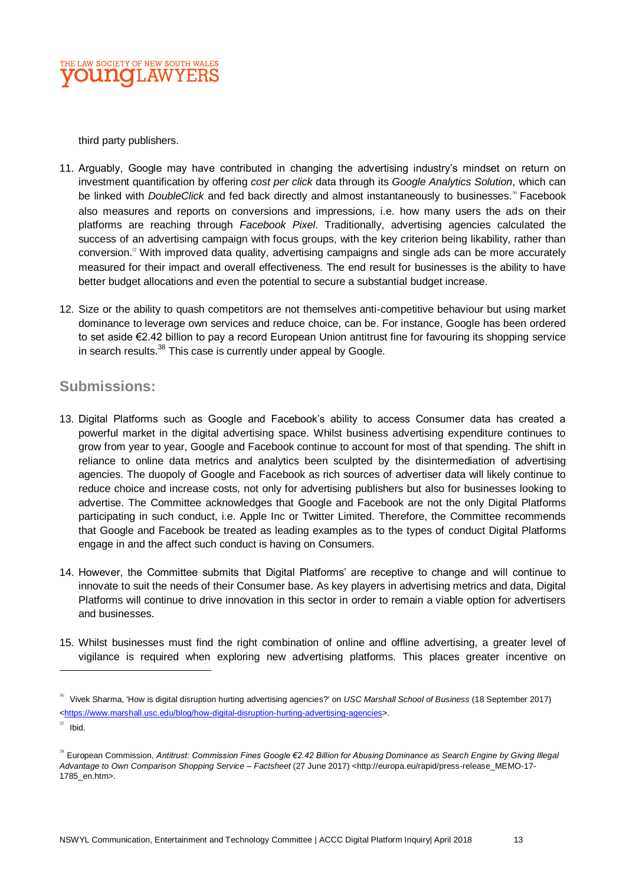third party publishers.

11. Arguably, Google may have contributed in changing the advertising industry's mindset on return on investment quantification by offering *cost per click* data through its *Google Analytics Solution*, which can be linked with *DoubleClick* and fed back directly and almost instantaneously to businesses.[36] Facebook also measures and reports on conversions and impressions, i.e. how many users the ads on their platforms are reaching through *Facebook Pixel*. Traditionally, advertising agencies calculated the success of an advertising campaign with focus groups, with the key criterion being likability, rather than conversion.[37] With improved data quality, advertising campaigns and single ads can be more accurately measured for their impact and overall effectiveness. The end result for businesses is the ability to have better budget allocations and even the potential to secure a substantial budget increase.

12. Size or the ability to quash competitors are not themselves anti-competitive behaviour but using market dominance to leverage own services and reduce choice, can be. For instance, Google has been ordered to set aside €2.42 billion to pay a record European Union antitrust fine for favouring its shopping service in search results.[38] This case is currently under appeal by Google.

## Submissions:

13. Digital Platforms such as Google and Facebook's ability to access Consumer data has created a powerful market in the digital advertising space. Whilst business advertising expenditure continues to grow from year to year, Google and Facebook continue to account for most of that spending. The shift in reliance to online data metrics and analytics been sculpted by the disintermediation of advertising agencies. The duopoly of Google and Facebook as rich sources of advertiser data will likely continue to reduce choice and increase costs, not only for advertising publishers but also for businesses looking to advertise. The Committee acknowledges that Google and Facebook are not the only Digital Platforms participating in such conduct, i.e. Apple Inc or Twitter Limited. Therefore, the Committee recommends that Google and Facebook be treated as leading examples as to the types of conduct Digital Platforms engage in and the affect such conduct is having on Consumers.

14. However, the Committee submits that Digital Platforms' are receptive to change and will continue to innovate to suit the needs of their Consumer base. As key players in advertising metrics and data, Digital Platforms will continue to drive innovation in this sector in order to remain a viable option for advertisers and businesses.

15. Whilst businesses must find the right combination of online and offline advertising, a greater level of vigilance is required when exploring new advertising platforms. This places greater incentive on

---

[36] Vivek Sharma, 'How is digital disruption hurting advertising agencies?' on *USC Marshall School of Business* (18 September 2017) <https://www.marshall.usc.edu/blog/how-digital-disruption-hurting-advertising-agencies>.

[37] Ibid.

[38] European Commission, *Antitrust: Commission Fines Google €2.42 Billion for Abusing Dominance as Search Engine by Giving Illegal Advantage to Own Comparison Shopping Service – Factsheet* (27 June 2017) <http://europa.eu/rapid/press-release_MEMO-17-1785_en.htm>.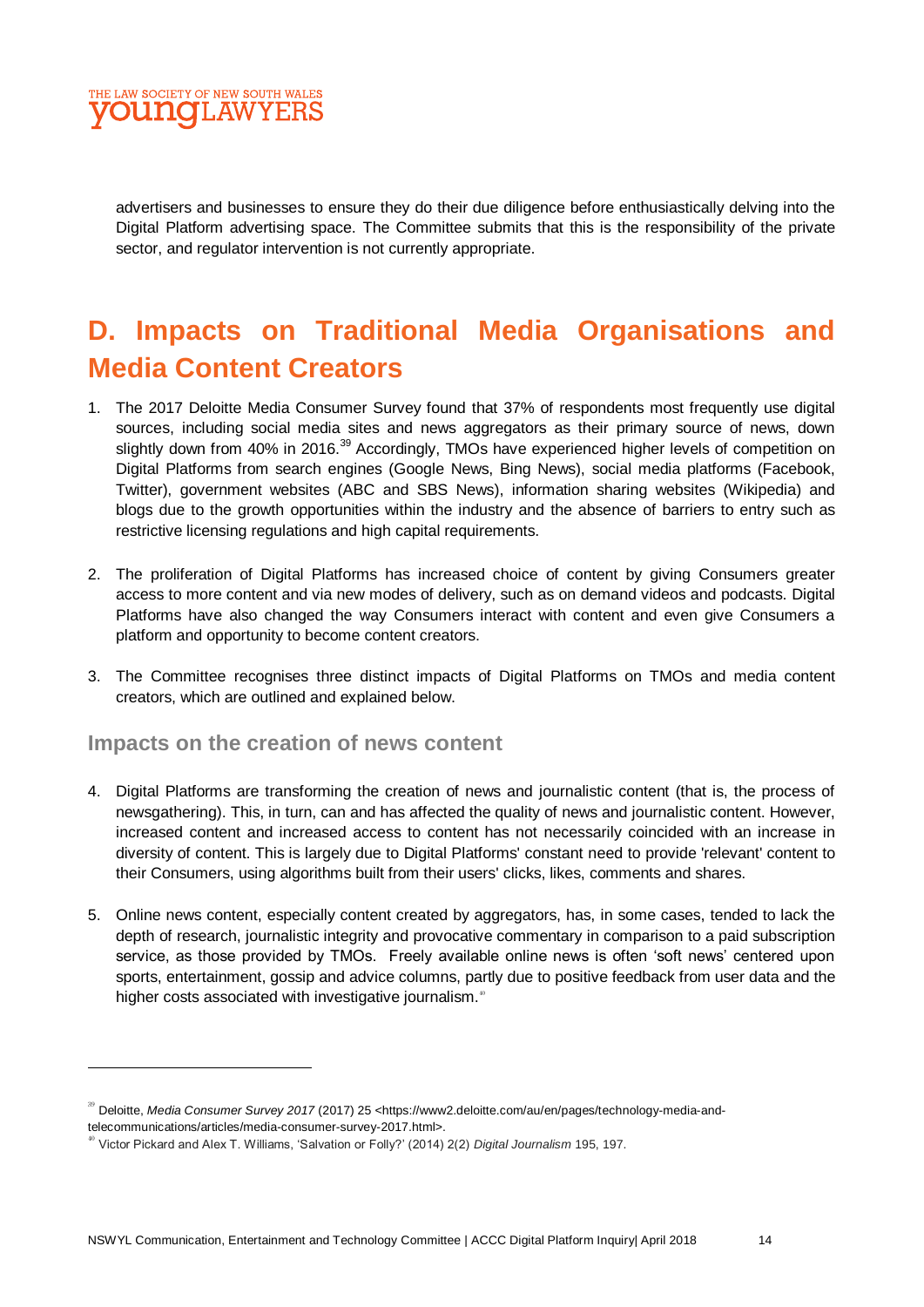advertisers and businesses to ensure they do their due diligence before enthusiastically delving into the Digital Platform advertising space. The Committee submits that this is the responsibility of the private sector, and regulator intervention is not currently appropriate.

# D. Impacts on Traditional Media Organisations and Media Content Creators

1. The 2017 Deloitte Media Consumer Survey found that 37% of respondents most frequently use digital sources, including social media sites and news aggregators as their primary source of news, down slightly down from 40% in 2016.[39] Accordingly, TMOs have experienced higher levels of competition on Digital Platforms from search engines (Google News, Bing News), social media platforms (Facebook, Twitter), government websites (ABC and SBS News), information sharing websites (Wikipedia) and blogs due to the growth opportunities within the industry and the absence of barriers to entry such as restrictive licensing regulations and high capital requirements.

2. The proliferation of Digital Platforms has increased choice of content by giving Consumers greater access to more content and via new modes of delivery, such as on demand videos and podcasts. Digital Platforms have also changed the way Consumers interact with content and even give Consumers a platform and opportunity to become content creators.

3. The Committee recognises three distinct impacts of Digital Platforms on TMOs and media content creators, which are outlined and explained below.

## Impacts on the creation of news content

4. Digital Platforms are transforming the creation of news and journalistic content (that is, the process of newsgathering). This, in turn, can and has affected the quality of news and journalistic content. However, increased content and increased access to content has not necessarily coincided with an increase in diversity of content. This is largely due to Digital Platforms' constant need to provide 'relevant' content to their Consumers, using algorithms built from their users' clicks, likes, comments and shares.

5. Online news content, especially content created by aggregators, has, in some cases, tended to lack the depth of research, journalistic integrity and provocative commentary in comparison to a paid subscription service, as those provided by TMOs. Freely available online news is often 'soft news' centered upon sports, entertainment, gossip and advice columns, partly due to positive feedback from user data and the higher costs associated with investigative journalism.[40]

---

[39] Deloitte, *Media Consumer Survey 2017* (2017) 25 <https://www2.deloitte.com/au/en/pages/technology-media-and-telecommunications/articles/media-consumer-survey-2017.html>.

[40] Victor Pickard and Alex T. Williams, 'Salvation or Folly?' (2014) 2(2) *Digital Journalism* 195, 197.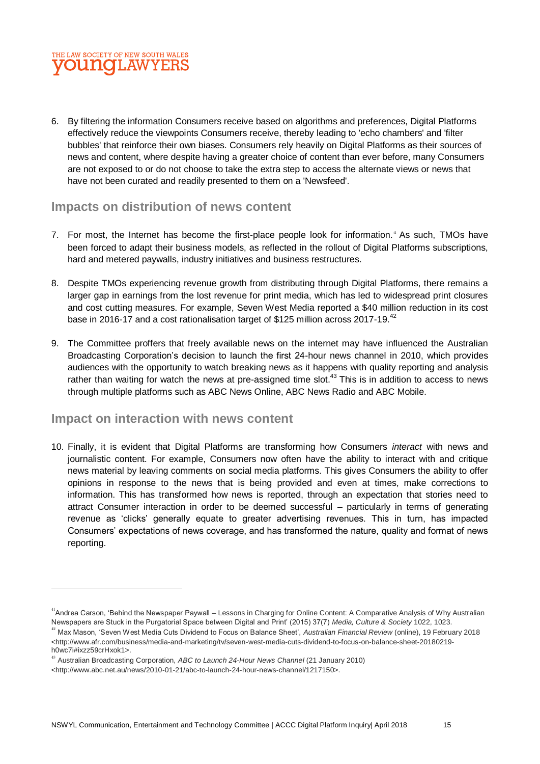6. By filtering the information Consumers receive based on algorithms and preferences, Digital Platforms effectively reduce the viewpoints Consumers receive, thereby leading to 'echo chambers' and 'filter bubbles' that reinforce their own biases. Consumers rely heavily on Digital Platforms as their sources of news and content, where despite having a greater choice of content than ever before, many Consumers are not exposed to or do not choose to take the extra step to access the alternate views or news that have not been curated and readily presented to them on a 'Newsfeed'.

## Impacts on distribution of news content

7. For most, the Internet has become the first-place people look for information.[41] As such, TMOs have been forced to adapt their business models, as reflected in the rollout of Digital Platforms subscriptions, hard and metered paywalls, industry initiatives and business restructures.

8. Despite TMOs experiencing revenue growth from distributing through Digital Platforms, there remains a larger gap in earnings from the lost revenue for print media, which has led to widespread print closures and cost cutting measures. For example, Seven West Media reported a $40 million reduction in its cost base in 2016-17 and a cost rationalisation target of $125 million across 2017-19.[42]

9. The Committee proffers that freely available news on the internet may have influenced the Australian Broadcasting Corporation's decision to launch the first 24-hour news channel in 2010, which provides audiences with the opportunity to watch breaking news as it happens with quality reporting and analysis rather than waiting for watch the news at pre-assigned time slot.[43] This is in addition to access to news through multiple platforms such as ABC News Online, ABC News Radio and ABC Mobile.

## Impact on interaction with news content

10. Finally, it is evident that Digital Platforms are transforming how Consumers *interact* with news and journalistic content. For example, Consumers now often have the ability to interact with and critique news material by leaving comments on social media platforms. This gives Consumers the ability to offer opinions in response to the news that is being provided and even at times, make corrections to information. This has transformed how news is reported, through an expectation that stories need to attract Consumer interaction in order to be deemed successful – particularly in terms of generating revenue as 'clicks' generally equate to greater advertising revenues. This in turn, has impacted Consumers' expectations of news coverage, and has transformed the nature, quality and format of news reporting.

---

[41] Andrea Carson, 'Behind the Newspaper Paywall – Lessons in Charging for Online Content: A Comparative Analysis of Why Australian Newspapers are Stuck in the Purgatorial Space between Digital and Print' (2015) 37(7) *Media, Culture & Society* 1022, 1023.

[42] Max Mason, 'Seven West Media Cuts Dividend to Focus on Balance Sheet', *Australian Financial Review* (online), 19 February 2018 <http://www.afr.com/business/media-and-marketing/tv/seven-west-media-cuts-dividend-to-focus-on-balance-sheet-20180219-h0wc7i#ixzz59crHxok1>.

[43] Australian Broadcasting Corporation, *ABC to Launch 24-Hour News Channel* (21 January 2010) <http://www.abc.net.au/news/2010-01-21/abc-to-launch-24-hour-news-channel/1217150>.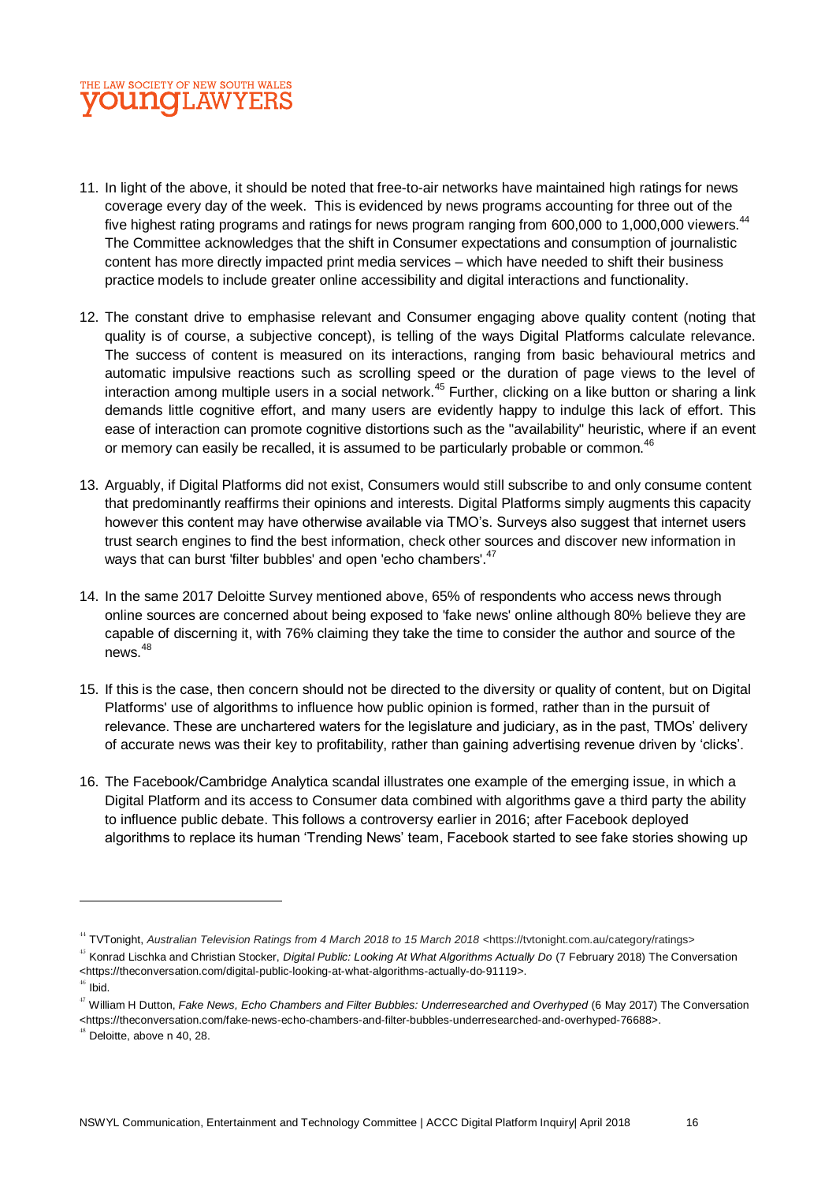11. In light of the above, it should be noted that free-to-air networks have maintained high ratings for news coverage every day of the week. This is evidenced by news programs accounting for three out of the five highest rating programs and ratings for news program ranging from 600,000 to 1,000,000 viewers.[44] The Committee acknowledges that the shift in Consumer expectations and consumption of journalistic content has more directly impacted print media services – which have needed to shift their business practice models to include greater online accessibility and digital interactions and functionality.

12. The constant drive to emphasise relevant and Consumer engaging above quality content (noting that quality is of course, a subjective concept), is telling of the ways Digital Platforms calculate relevance. The success of content is measured on its interactions, ranging from basic behavioural metrics and automatic impulsive reactions such as scrolling speed or the duration of page views to the level of interaction among multiple users in a social network.[45] Further, clicking on a like button or sharing a link demands little cognitive effort, and many users are evidently happy to indulge this lack of effort. This ease of interaction can promote cognitive distortions such as the "availability" heuristic, where if an event or memory can easily be recalled, it is assumed to be particularly probable or common.[46]

13. Arguably, if Digital Platforms did not exist, Consumers would still subscribe to and only consume content that predominantly reaffirms their opinions and interests. Digital Platforms simply augments this capacity however this content may have otherwise available via TMO's. Surveys also suggest that internet users trust search engines to find the best information, check other sources and discover new information in ways that can burst 'filter bubbles' and open 'echo chambers'.[47]

14. In the same 2017 Deloitte Survey mentioned above, 65% of respondents who access news through online sources are concerned about being exposed to 'fake news' online although 80% believe they are capable of discerning it, with 76% claiming they take the time to consider the author and source of the news.[48]

15. If this is the case, then concern should not be directed to the diversity or quality of content, but on Digital Platforms' use of algorithms to influence how public opinion is formed, rather than in the pursuit of relevance. These are unchartered waters for the legislature and judiciary, as in the past, TMOs' delivery of accurate news was their key to profitability, rather than gaining advertising revenue driven by 'clicks'.

16. The Facebook/Cambridge Analytica scandal illustrates one example of the emerging issue, in which a Digital Platform and its access to Consumer data combined with algorithms gave a third party the ability to influence public debate. This follows a controversy earlier in 2016; after Facebook deployed algorithms to replace its human 'Trending News' team, Facebook started to see fake stories showing up

---

[44] TVTonight, *Australian Television Ratings from 4 March 2018 to 15 March 2018* <https://tvtonight.com.au/category/ratings>

[45] Konrad Lischka and Christian Stocker, *Digital Public: Looking At What Algorithms Actually Do* (7 February 2018) The Conversation <https://theconversation.com/digital-public-looking-at-what-algorithms-actually-do-91119>.

[46] Ibid.

[47] William H Dutton, *Fake News, Echo Chambers and Filter Bubbles: Underresearched and Overhyped* (6 May 2017) The Conversation <https://theconversation.com/fake-news-echo-chambers-and-filter-bubbles-underresearched-and-overhyped-76688>.

[48] Deloitte, above n 40, 28.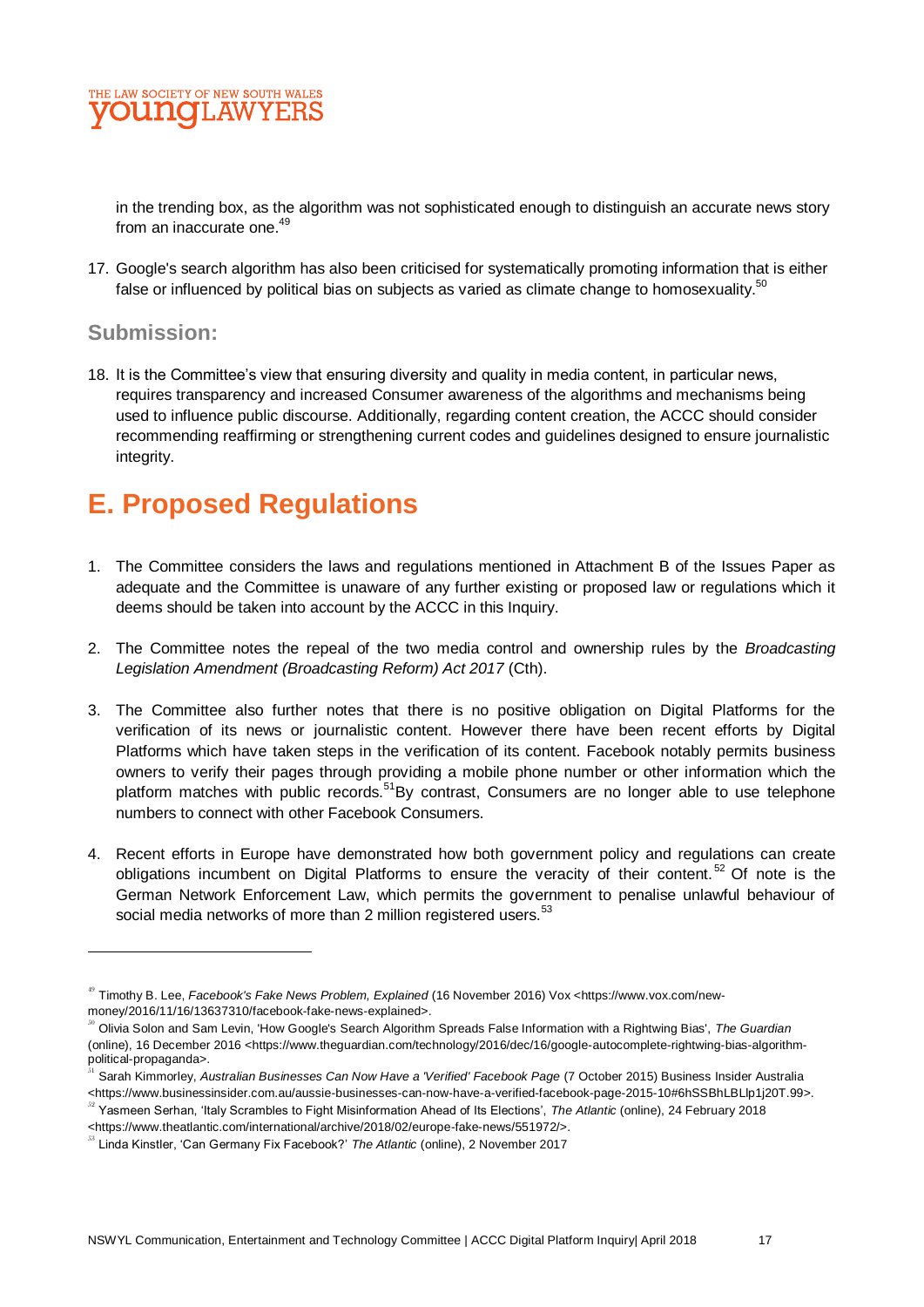in the trending box, as the algorithm was not sophisticated enough to distinguish an accurate news story from an inaccurate one.[49]

17. Google's search algorithm has also been criticised for systematically promoting information that is either false or influenced by political bias on subjects as varied as climate change to homosexuality.[50]

### Submission:

18. It is the Committee's view that ensuring diversity and quality in media content, in particular news, requires transparency and increased Consumer awareness of the algorithms and mechanisms being used to influence public discourse. Additionally, regarding content creation, the ACCC should consider recommending reaffirming or strengthening current codes and guidelines designed to ensure journalistic integrity.

## E. Proposed Regulations

1. The Committee considers the laws and regulations mentioned in Attachment B of the Issues Paper as adequate and the Committee is unaware of any further existing or proposed law or regulations which it deems should be taken into account by the ACCC in this Inquiry.

2. The Committee notes the repeal of the two media control and ownership rules by the *Broadcasting Legislation Amendment (Broadcasting Reform) Act 2017* (Cth).

3. The Committee also further notes that there is no positive obligation on Digital Platforms for the verification of its news or journalistic content. However there have been recent efforts by Digital Platforms which have taken steps in the verification of its content. Facebook notably permits business owners to verify their pages through providing a mobile phone number or other information which the platform matches with public records.[51]By contrast, Consumers are no longer able to use telephone numbers to connect with other Facebook Consumers.

4. Recent efforts in Europe have demonstrated how both government policy and regulations can create obligations incumbent on Digital Platforms to ensure the veracity of their content.[52] Of note is the German Network Enforcement Law, which permits the government to penalise unlawful behaviour of social media networks of more than 2 million registered users.[53]

---

[49] Timothy B. Lee, *Facebook's Fake News Problem, Explained* (16 November 2016) Vox <https://www.vox.com/new-money/2016/11/16/13637310/facebook-fake-news-explained>.

[50] Olivia Solon and Sam Levin, 'How Google's Search Algorithm Spreads False Information with a Rightwing Bias', *The Guardian* (online), 16 December 2016 <https://www.theguardian.com/technology/2016/dec/16/google-autocomplete-rightwing-bias-algorithm-political-propaganda>.

[51] Sarah Kimmorley, *Australian Businesses Can Now Have a 'Verified' Facebook Page* (7 October 2015) Business Insider Australia <https://www.businessinsider.com.au/aussie-businesses-can-now-have-a-verified-facebook-page-2015-10#6hSSBhLBLlp1j20T.99>.

[52] Yasmeen Serhan, 'Italy Scrambles to Fight Misinformation Ahead of Its Elections', *The Atlantic* (online), 24 February 2018 <https://www.theatlantic.com/international/archive/2018/02/europe-fake-news/551972/>.

[53] Linda Kinstler, 'Can Germany Fix Facebook?' *The Atlantic* (online), 2 November 2017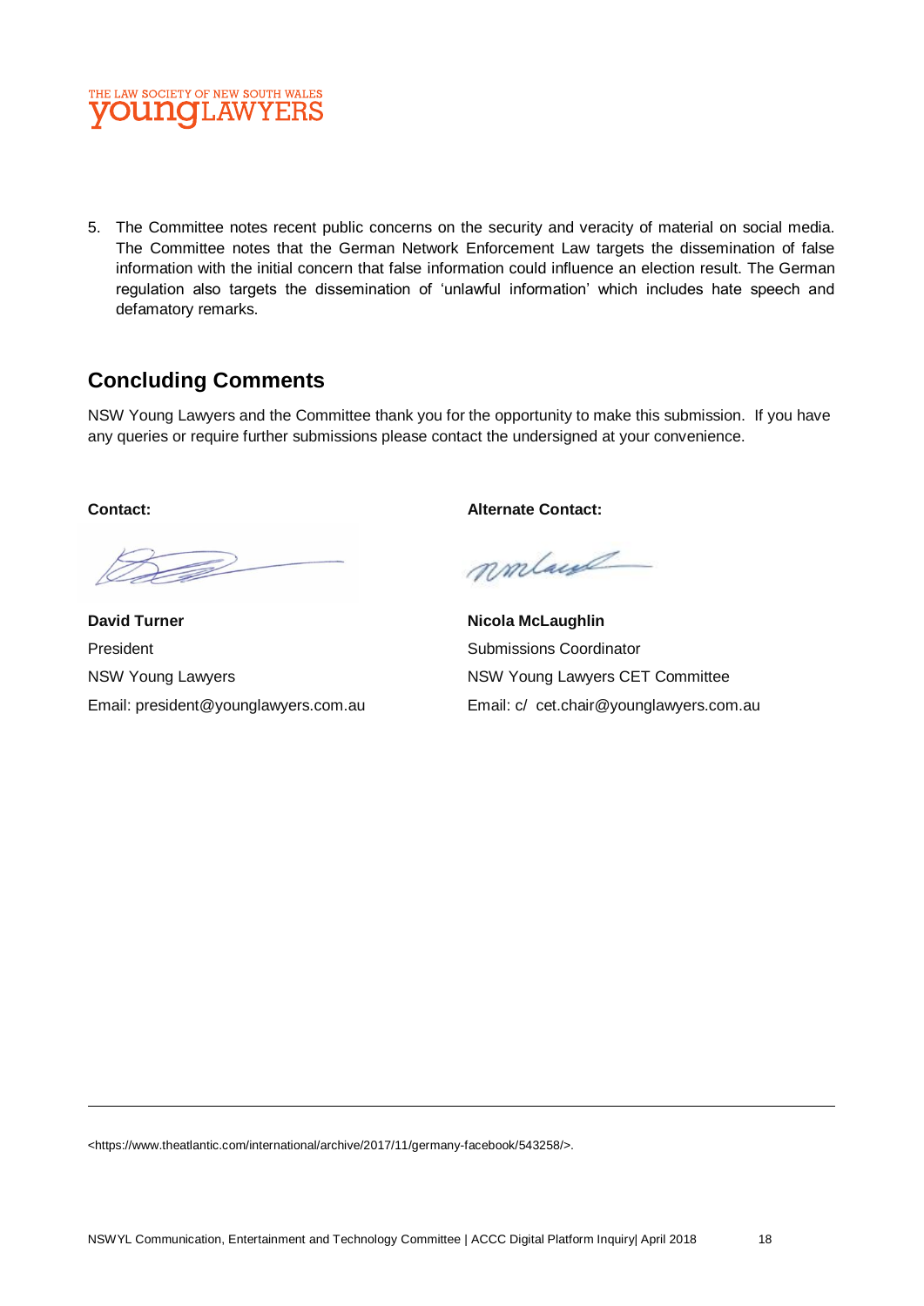5. The Committee notes recent public concerns on the security and veracity of material on social media. The Committee notes that the German Network Enforcement Law targets the dissemination of false information with the initial concern that false information could influence an election result. The German regulation also targets the dissemination of 'unlawful information' which includes hate speech and defamatory remarks.

## Concluding Comments

NSW Young Lawyers and the Committee thank you for the opportunity to make this submission. If you have any queries or require further submissions please contact the undersigned at your convenience.

**Contact:**

**David Turner**
President
NSW Young Lawyers
Email: president@younglawyers.com.au

**Alternate Contact:**

**Nicola McLaughlin**
Submissions Coordinator
NSW Young Lawyers CET Committee
Email: c/ cet.chair@younglawyers.com.au

---

<https://www.theatlantic.com/international/archive/2017/11/germany-facebook/543258/>.